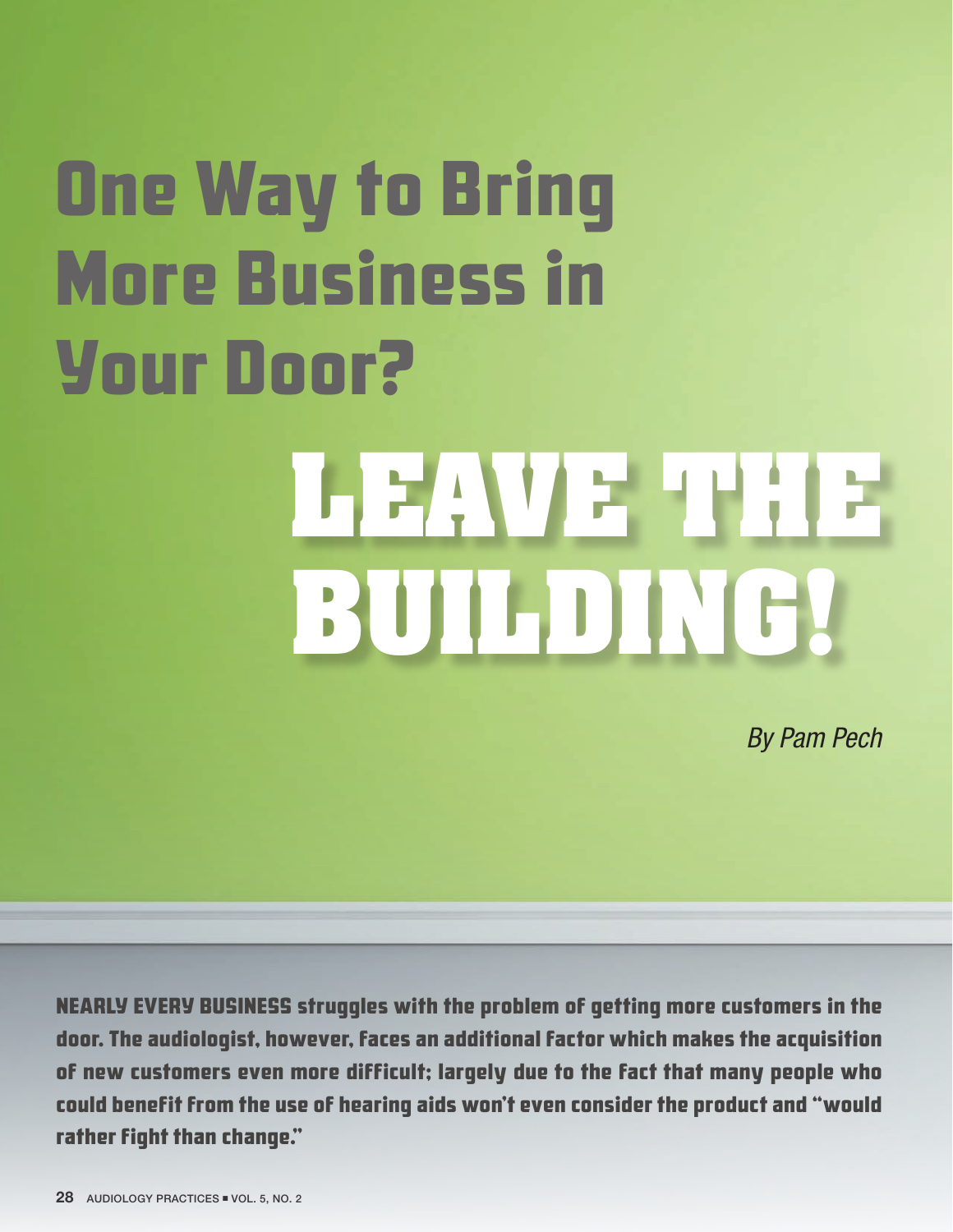# One Way to Bring More Business in Your Door? LEAVE THE BUILDING!

*By Pam Pech*

**NEARLY EVERY BUSINESS struggles with the problem of getting more customers in the door. The audiologist, however, faces an additional factor which makes the acquisition of new customers even more difficult; largely due to the fact that many people who could benefit from the use of hearing aids won't even consider the product and "would rather fight than change."**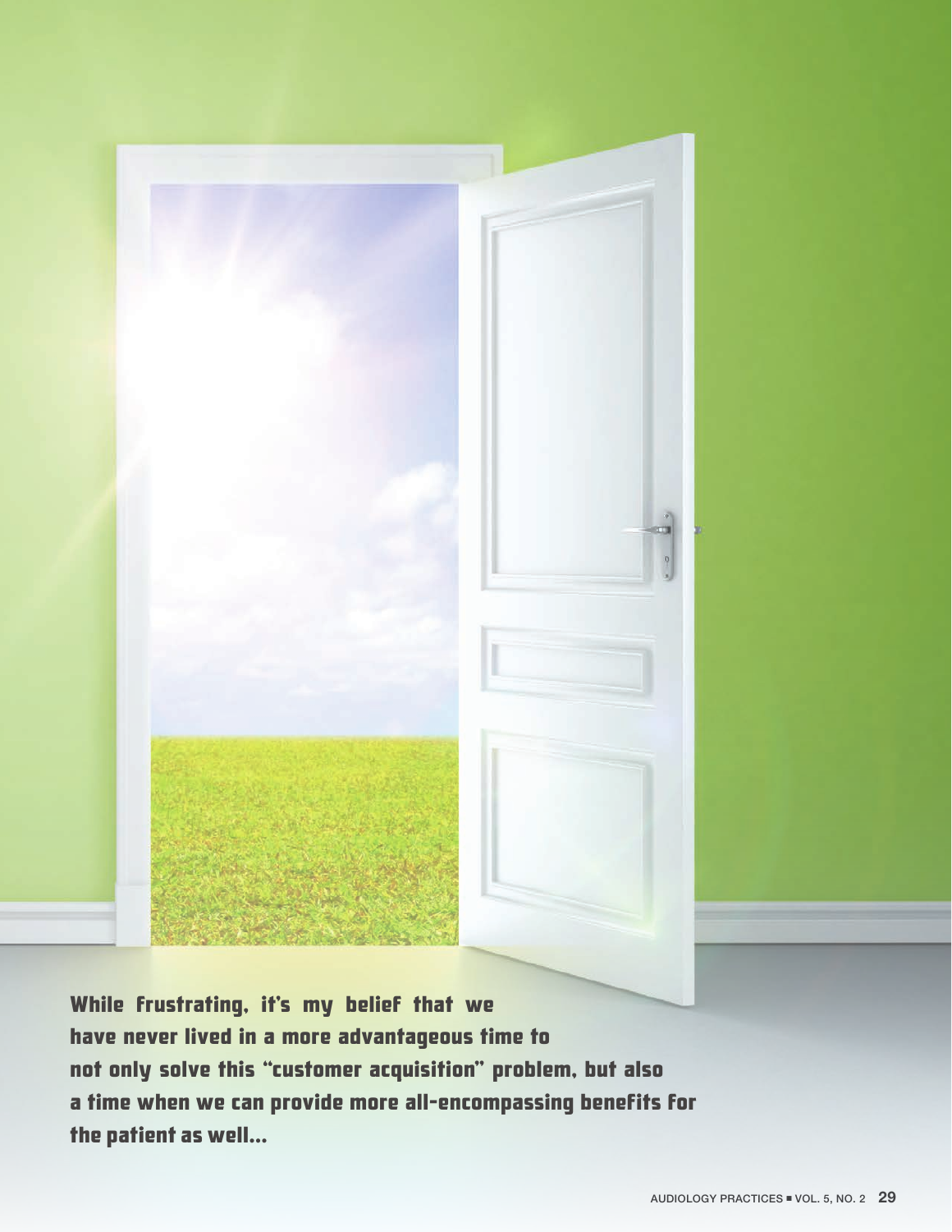**While frustrating, it's my belief that we have never lived in a more advantageous time to not only solve this "customer acquisition" problem, but also a time when we can provide more all-encompassing benefits for the patient as well…**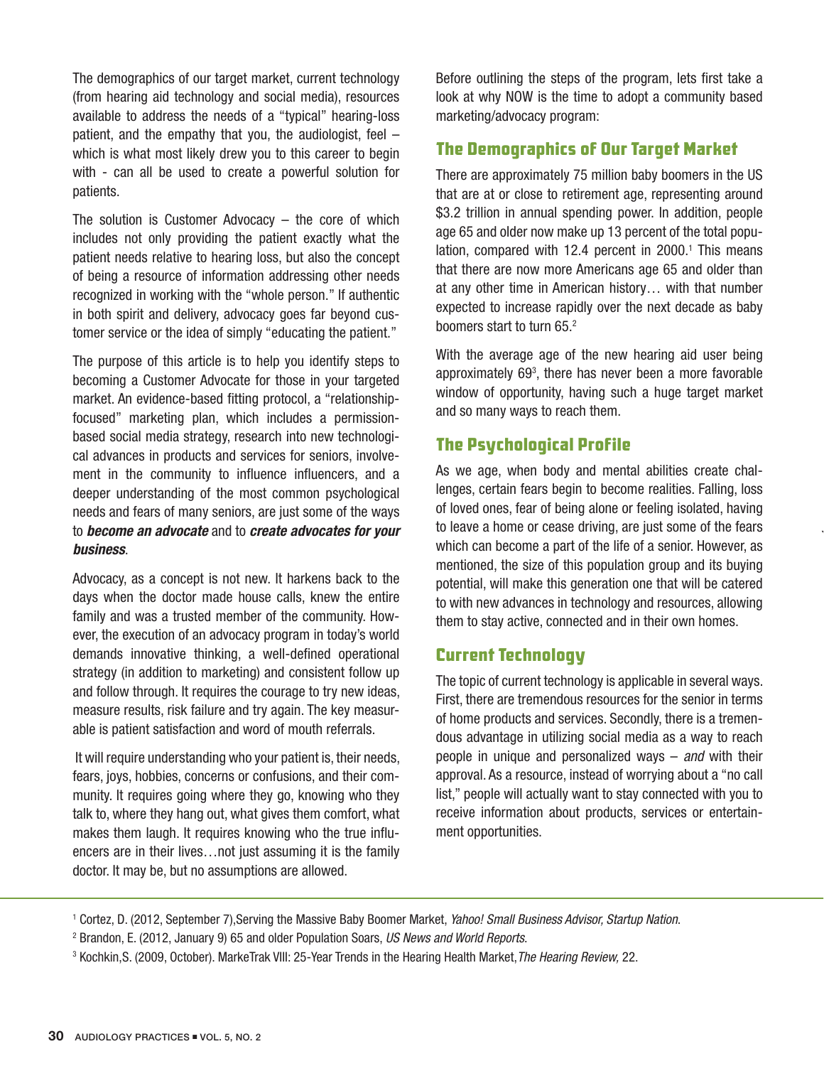The demographics of our target market, current technology (from hearing aid technology and social media), resources available to address the needs of a "typical" hearing-loss patient, and the empathy that you, the audiologist, feel – which is what most likely drew you to this career to begin with - can all be used to create a powerful solution for patients.

The solution is Customer Advocacy – the core of which includes not only providing the patient exactly what the patient needs relative to hearing loss, but also the concept of being a resource of information addressing other needs recognized in working with the "whole person." If authentic in both spirit and delivery, advocacy goes far beyond customer service or the idea of simply "educating the patient."

The purpose of this article is to help you identify steps to becoming a Customer Advocate for those in your targeted market. An evidence-based fitting protocol, a "relationship-focused" marketing plan, which includes a permission-based social media strategy, research into new technological advances in products and services for seniors, involvement in the community to influence influencers, and a deeper understanding of the most common psychological needs and fears of many seniors, are just some of the ways to ***become an advocate*** and to ***create advocates for your business***.

Advocacy, as a concept is not new. It harkens back to the days when the doctor made house calls, knew the entire family and was a trusted member of the community. However, the execution of an advocacy program in today's world demands innovative thinking, a well-defined operational strategy (in addition to marketing) and consistent follow up and follow through. It requires the courage to try new ideas, measure results, risk failure and try again. The key measurable is patient satisfaction and word of mouth referrals.

It will require understanding who your patient is, their needs, fears, joys, hobbies, concerns or confusions, and their community. It requires going where they go, knowing who they talk to, where they hang out, what gives them comfort, what makes them laugh. It requires knowing who the true influencers are in their lives…not just assuming it is the family doctor. It may be, but no assumptions are allowed.

Before outlining the steps of the program, lets first take a look at why NOW is the time to adopt a community based marketing/advocacy program:

## The Demographics of Our Target Market

There are approximately 75 million baby boomers in the US that are at or close to retirement age, representing around $3.2 trillion in annual spending power. In addition, people age 65 and older now make up 13 percent of the total population, compared with 12.4 percent in 2000.[1] This means that there are now more Americans age 65 and older than at any other time in American history… with that number expected to increase rapidly over the next decade as baby boomers start to turn 65.[2]

With the average age of the new hearing aid user being approximately 69[3], there has never been a more favorable window of opportunity, having such a huge target market and so many ways to reach them.

## The Psychological Profile

As we age, when body and mental abilities create challenges, certain fears begin to become realities. Falling, loss of loved ones, fear of being alone or feeling isolated, having to leave a home or cease driving, are just some of the fears which can become a part of the life of a senior. However, as mentioned, the size of this population group and its buying potential, will make this generation one that will be catered to with new advances in technology and resources, allowing them to stay active, connected and in their own homes.

## Current Technology

The topic of current technology is applicable in several ways. First, there are tremendous resources for the senior in terms of home products and services. Secondly, there is a tremendous advantage in utilizing social media as a way to reach people in unique and personalized ways – *and* with their approval. As a resource, instead of worrying about a "no call list," people will actually want to stay connected with you to receive information about products, services or entertainment opportunities.

---

[1] Cortez, D. (2012, September 7),Serving the Massive Baby Boomer Market, *Yahoo! Small Business Advisor, Startup Nation*.

[2] Brandon, E. (2012, January 9) 65 and older Population Soars, *US News and World Reports*.

[3] Kochkin,S. (2009, October). MarkeTrak VIII: 25-Year Trends in the Hearing Health Market,*The Hearing Review,* 22.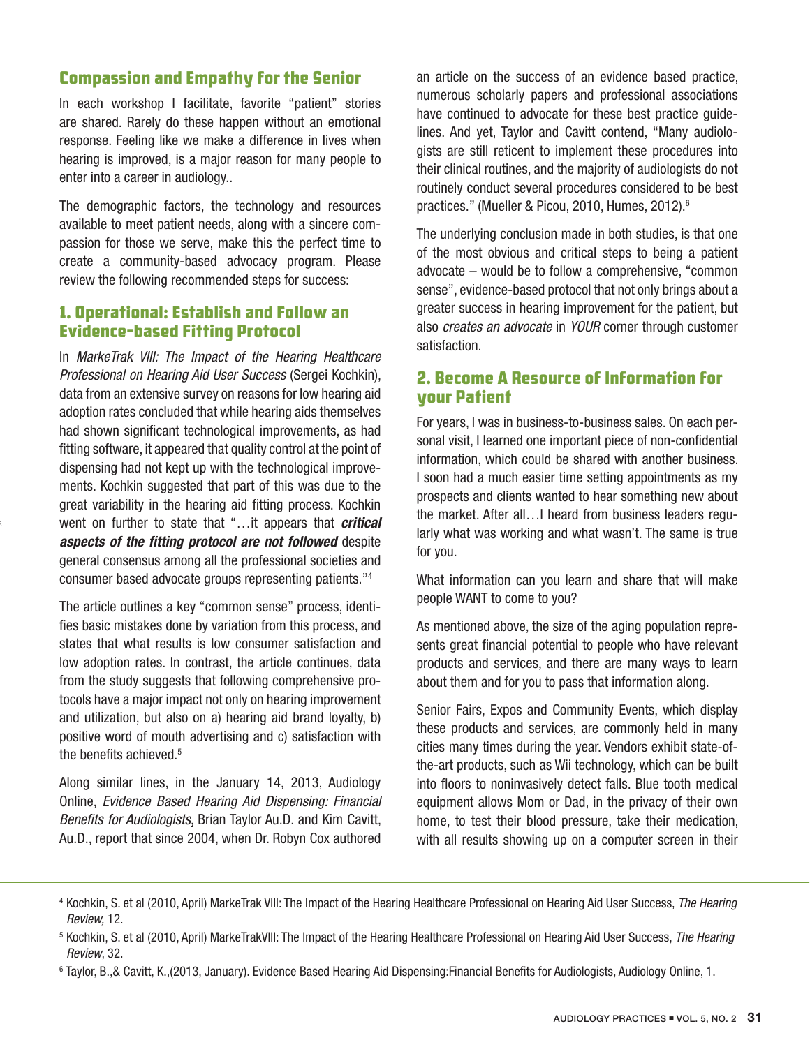## Compassion and Empathy for the Senior

In each workshop I facilitate, favorite "patient" stories are shared. Rarely do these happen without an emotional response. Feeling like we make a difference in lives when hearing is improved, is a major reason for many people to enter into a career in audiology..

The demographic factors, the technology and resources available to meet patient needs, along with a sincere compassion for those we serve, make this the perfect time to create a community-based advocacy program. Please review the following recommended steps for success:

## 1. Operational: Establish and Follow an Evidence-based Fitting Protocol

In *MarkeTrak VIII: The Impact of the Hearing Healthcare Professional on Hearing Aid User Success* (Sergei Kochkin), data from an extensive survey on reasons for low hearing aid adoption rates concluded that while hearing aids themselves had shown significant technological improvements, as had fitting software, it appeared that quality control at the point of dispensing had not kept up with the technological improvements. Kochkin suggested that part of this was due to the great variability in the hearing aid fitting process. Kochkin went on further to state that "…it appears that ***critical aspects of the fitting protocol are not followed*** despite general consensus among all the professional societies and consumer based advocate groups representing patients."[4]

The article outlines a key "common sense" process, identifies basic mistakes done by variation from this process, and states that what results is low consumer satisfaction and low adoption rates. In contrast, the article continues, data from the study suggests that following comprehensive protocols have a major impact not only on hearing improvement and utilization, but also on a) hearing aid brand loyalty, b) positive word of mouth advertising and c) satisfaction with the benefits achieved.[5]

Along similar lines, in the January 14, 2013, Audiology Online, *Evidence Based Hearing Aid Dispensing: Financial Benefits for Audiologists*, Brian Taylor Au.D. and Kim Cavitt, Au.D., report that since 2004, when Dr. Robyn Cox authored an article on the success of an evidence based practice, numerous scholarly papers and professional associations have continued to advocate for these best practice guidelines. And yet, Taylor and Cavitt contend, "Many audiologists are still reticent to implement these procedures into their clinical routines, and the majority of audiologists do not routinely conduct several procedures considered to be best practices." (Mueller & Picou, 2010, Humes, 2012).[6]

The underlying conclusion made in both studies, is that one of the most obvious and critical steps to being a patient advocate – would be to follow a comprehensive, "common sense", evidence-based protocol that not only brings about a greater success in hearing improvement for the patient, but also *creates an advocate* in *YOUR* corner through customer satisfaction.

## 2. Become A Resource of Information For your Patient

For years, I was in business-to-business sales. On each personal visit, I learned one important piece of non-confidential information, which could be shared with another business. I soon had a much easier time setting appointments as my prospects and clients wanted to hear something new about the market. After all…I heard from business leaders regularly what was working and what wasn't. The same is true for you.

What information can you learn and share that will make people WANT to come to you?

As mentioned above, the size of the aging population represents great financial potential to people who have relevant products and services, and there are many ways to learn about them and for you to pass that information along.

Senior Fairs, Expos and Community Events, which display these products and services, are commonly held in many cities many times during the year. Vendors exhibit state-of-the-art products, such as Wii technology, which can be built into floors to noninvasively detect falls. Blue tooth medical equipment allows Mom or Dad, in the privacy of their own home, to test their blood pressure, take their medication, with all results showing up on a computer screen in their

---

[4] Kochkin, S. et al (2010, April) MarkeTrak VIII: The Impact of the Hearing Healthcare Professional on Hearing Aid User Success, *The Hearing Review,* 12.

[5] Kochkin, S. et al (2010, April) MarkeTrakVIII: The Impact of the Hearing Healthcare Professional on Hearing Aid User Success, *The Hearing Review*, 32.

[6] Taylor, B.,& Cavitt, K.,(2013, January). Evidence Based Hearing Aid Dispensing:Financial Benefits for Audiologists, Audiology Online, 1.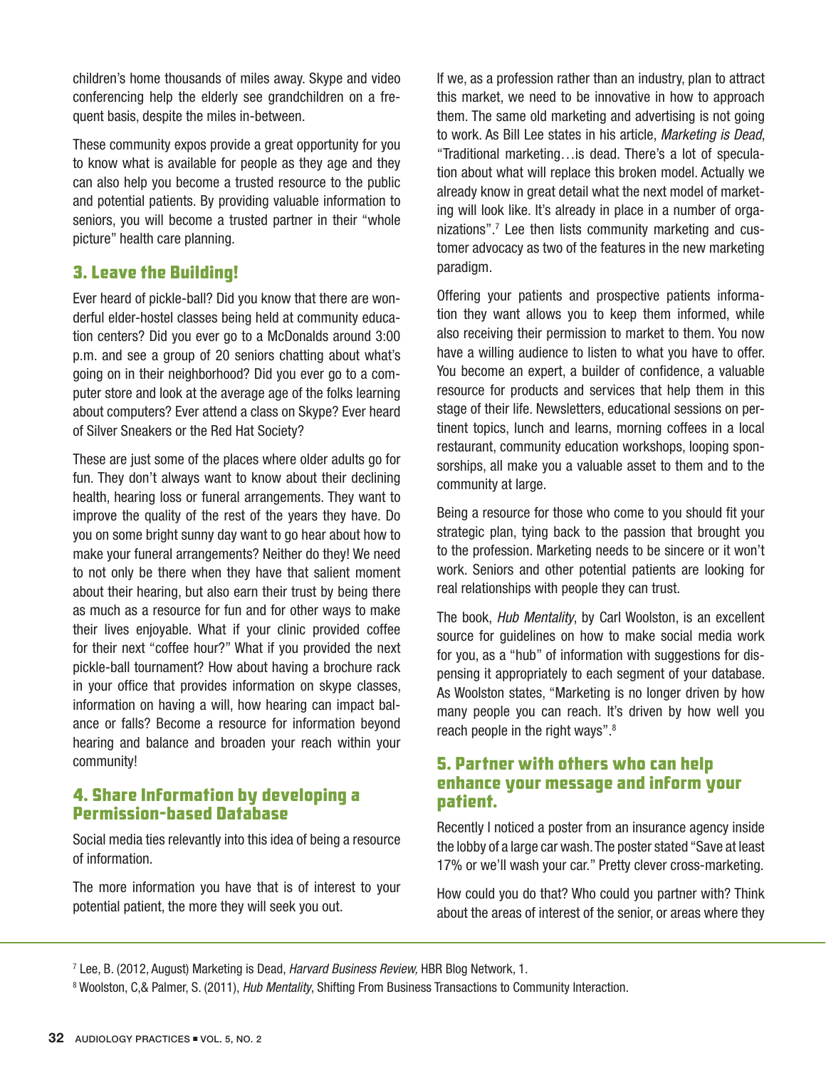children's home thousands of miles away. Skype and video conferencing help the elderly see grandchildren on a frequent basis, despite the miles in-between.

These community expos provide a great opportunity for you to know what is available for people as they age and they can also help you become a trusted resource to the public and potential patients. By providing valuable information to seniors, you will become a trusted partner in their "whole picture" health care planning.

## 3. Leave the Building!

Ever heard of pickle-ball? Did you know that there are wonderful elder-hostel classes being held at community education centers? Did you ever go to a McDonalds around 3:00 p.m. and see a group of 20 seniors chatting about what's going on in their neighborhood? Did you ever go to a computer store and look at the average age of the folks learning about computers? Ever attend a class on Skype? Ever heard of Silver Sneakers or the Red Hat Society?

These are just some of the places where older adults go for fun. They don't always want to know about their declining health, hearing loss or funeral arrangements. They want to improve the quality of the rest of the years they have. Do you on some bright sunny day want to go hear about how to make your funeral arrangements? Neither do they! We need to not only be there when they have that salient moment about their hearing, but also earn their trust by being there as much as a resource for fun and for other ways to make their lives enjoyable. What if your clinic provided coffee for their next "coffee hour?" What if you provided the next pickle-ball tournament? How about having a brochure rack in your office that provides information on skype classes, information on having a will, how hearing can impact balance or falls? Become a resource for information beyond hearing and balance and broaden your reach within your community!

## 4. Share Information by developing a Permission-based Database

Social media ties relevantly into this idea of being a resource of information.

The more information you have that is of interest to your potential patient, the more they will seek you out.

If we, as a profession rather than an industry, plan to attract this market, we need to be innovative in how to approach them. The same old marketing and advertising is not going to work. As Bill Lee states in his article, *Marketing is Dead*, "Traditional marketing…is dead. There's a lot of speculation about what will replace this broken model. Actually we already know in great detail what the next model of marketing will look like. It's already in place in a number of organizations".[7] Lee then lists community marketing and customer advocacy as two of the features in the new marketing paradigm.

Offering your patients and prospective patients information they want allows you to keep them informed, while also receiving their permission to market to them. You now have a willing audience to listen to what you have to offer. You become an expert, a builder of confidence, a valuable resource for products and services that help them in this stage of their life. Newsletters, educational sessions on pertinent topics, lunch and learns, morning coffees in a local restaurant, community education workshops, looping sponsorships, all make you a valuable asset to them and to the community at large.

Being a resource for those who come to you should fit your strategic plan, tying back to the passion that brought you to the profession. Marketing needs to be sincere or it won't work. Seniors and other potential patients are looking for real relationships with people they can trust.

The book, *Hub Mentality*, by Carl Woolston, is an excellent source for guidelines on how to make social media work for you, as a "hub" of information with suggestions for dispensing it appropriately to each segment of your database. As Woolston states, "Marketing is no longer driven by how many people you can reach. It's driven by how well you reach people in the right ways".[8]

## 5. Partner with others who can help enhance your message and inform your patient.

Recently I noticed a poster from an insurance agency inside the lobby of a large car wash. The poster stated "Save at least 17% or we'll wash your car." Pretty clever cross-marketing.

How could you do that? Who could you partner with? Think about the areas of interest of the senior, or areas where they

---

[7] Lee, B. (2012, August) Marketing is Dead, *Harvard Business Review,* HBR Blog Network, 1.

[8] Woolston, C,& Palmer, S. (2011), *Hub Mentality*, Shifting From Business Transactions to Community Interaction.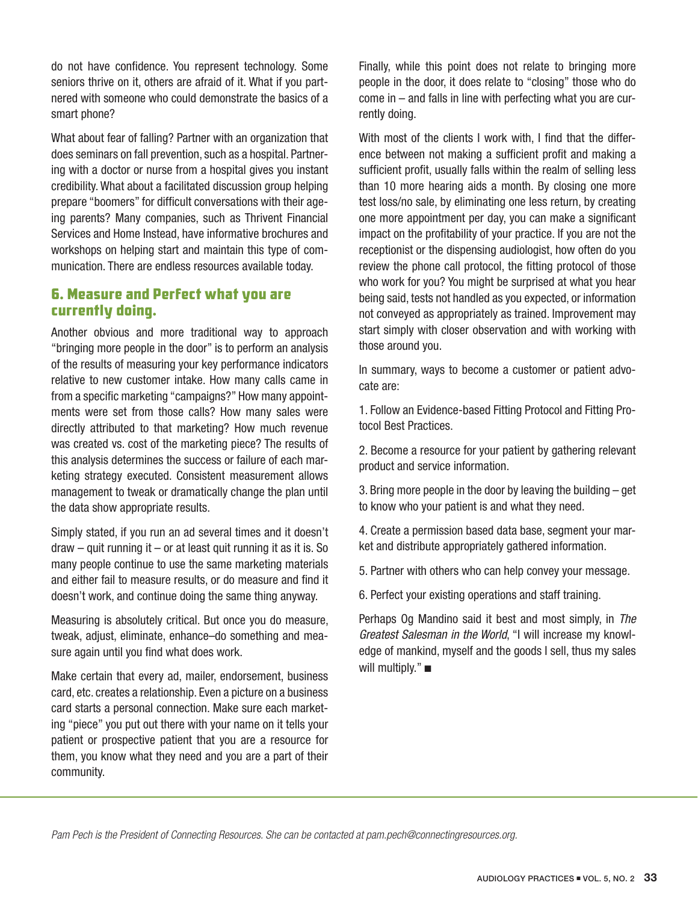do not have confidence. You represent technology. Some seniors thrive on it, others are afraid of it. What if you partnered with someone who could demonstrate the basics of a smart phone?

What about fear of falling? Partner with an organization that does seminars on fall prevention, such as a hospital. Partnering with a doctor or nurse from a hospital gives you instant credibility. What about a facilitated discussion group helping prepare "boomers" for difficult conversations with their ageing parents? Many companies, such as Thrivent Financial Services and Home Instead, have informative brochures and workshops on helping start and maintain this type of communication. There are endless resources available today.

## 6. Measure and Perfect what you are currently doing.

Another obvious and more traditional way to approach "bringing more people in the door" is to perform an analysis of the results of measuring your key performance indicators relative to new customer intake. How many calls came in from a specific marketing "campaigns?" How many appointments were set from those calls? How many sales were directly attributed to that marketing? How much revenue was created vs. cost of the marketing piece? The results of this analysis determines the success or failure of each marketing strategy executed. Consistent measurement allows management to tweak or dramatically change the plan until the data show appropriate results.

Simply stated, if you run an ad several times and it doesn't draw – quit running it – or at least quit running it as it is. So many people continue to use the same marketing materials and either fail to measure results, or do measure and find it doesn't work, and continue doing the same thing anyway.

Measuring is absolutely critical. But once you do measure, tweak, adjust, eliminate, enhance–do something and measure again until you find what does work.

Make certain that every ad, mailer, endorsement, business card, etc. creates a relationship. Even a picture on a business card starts a personal connection. Make sure each marketing "piece" you put out there with your name on it tells your patient or prospective patient that you are a resource for them, you know what they need and you are a part of their community.

Finally, while this point does not relate to bringing more people in the door, it does relate to "closing" those who do come in – and falls in line with perfecting what you are currently doing.

With most of the clients I work with, I find that the difference between not making a sufficient profit and making a sufficient profit, usually falls within the realm of selling less than 10 more hearing aids a month. By closing one more test loss/no sale, by eliminating one less return, by creating one more appointment per day, you can make a significant impact on the profitability of your practice. If you are not the receptionist or the dispensing audiologist, how often do you review the phone call protocol, the fitting protocol of those who work for you? You might be surprised at what you hear being said, tests not handled as you expected, or information not conveyed as appropriately as trained. Improvement may start simply with closer observation and with working with those around you.

In summary, ways to become a customer or patient advocate are:

1. Follow an Evidence-based Fitting Protocol and Fitting Protocol Best Practices.

2. Become a resource for your patient by gathering relevant product and service information.

3. Bring more people in the door by leaving the building – get to know who your patient is and what they need.

4. Create a permission based data base, segment your market and distribute appropriately gathered information.

5. Partner with others who can help convey your message.

6. Perfect your existing operations and staff training.

Perhaps Og Mandino said it best and most simply, in *The Greatest Salesman in the World*, "I will increase my knowledge of mankind, myself and the goods I sell, thus my sales will multiply." ■

*Pam Pech is the President of Connecting Resources. She can be contacted at pam.pech@connectingresources.org.*